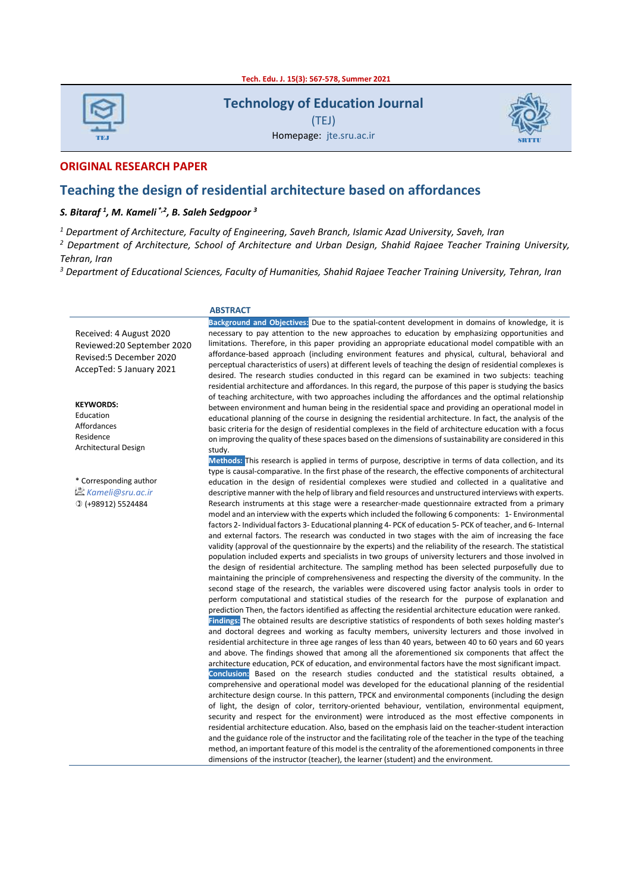# Technology of Education Journal

(TEJ)

Homepage: jte.sru.ac.ir

**ORIGINAL RESEARCH PAPER**

## Teaching the design of residential architecture based on affordances

***S. Bitaraf*** [1]***, M. Kameli*** [*,2]***, B. Saleh Sedgpoor*** [3]

[1] *Department of Architecture, Faculty of Engineering, Saveh Branch, Islamic Azad University, Saveh, Iran*

[2] *Department of Architecture, School of Architecture and Urban Design, Shahid Rajaee Teacher Training University, Tehran, Iran*

[3] *Department of Educational Sciences, Faculty of Humanities, Shahid Rajaee Teacher Training University, Tehran, Iran*

Received: 4 August 2020
Reviewed:20 September 2020
Revised:5 December 2020
AccepTed: 5 January 2021

**KEYWORDS:**
Education
Affordances
Residence
Architectural Design

\* Corresponding author
Kameli@sru.ac.ir
(+98912) 5524484

**ABSTRACT**

**Background and Objectives:** Due to the spatial-content development in domains of knowledge, it is necessary to pay attention to the new approaches to education by emphasizing opportunities and limitations. Therefore, in this paper providing an appropriate educational model compatible with an affordance-based approach (including environment features and physical, cultural, behavioral and perceptual characteristics of users) at different levels of teaching the design of residential complexes is desired. The research studies conducted in this regard can be examined in two subjects: teaching residential architecture and affordances. In this regard, the purpose of this paper is studying the basics of teaching architecture, with two approaches including the affordances and the optimal relationship between environment and human being in the residential space and providing an operational model in educational planning of the course in designing the residential architecture. In fact, the analysis of the basic criteria for the design of residential complexes in the field of architecture education with a focus on improving the quality of these spaces based on the dimensions of sustainability are considered in this study.

**Methods:** This research is applied in terms of purpose, descriptive in terms of data collection, and its type is causal-comparative. In the first phase of the research, the effective components of architectural education in the design of residential complexes were studied and collected in a qualitative and descriptive manner with the help of library and field resources and unstructured interviews with experts. Research instruments at this stage were a researcher-made questionnaire extracted from a primary model and an interview with the experts which included the following 6 components: 1- Environmental factors 2- Individual factors 3- Educational planning 4- PCK of education 5- PCK of teacher, and 6- Internal and external factors. The research was conducted in two stages with the aim of increasing the face validity (approval of the questionnaire by the experts) and the reliability of the research. The statistical population included experts and specialists in two groups of university lecturers and those involved in the design of residential architecture. The sampling method has been selected purposefully due to maintaining the principle of comprehensiveness and respecting the diversity of the community. In the second stage of the research, the variables were discovered using factor analysis tools in order to perform computational and statistical studies of the research for the purpose of explanation and prediction Then, the factors identified as affecting the residential architecture education were ranked.

**Findings:** The obtained results are descriptive statistics of respondents of both sexes holding master's and doctoral degrees and working as faculty members, university lecturers and those involved in residential architecture in three age ranges of less than 40 years, between 40 to 60 years and 60 years and above. The findings showed that among all the aforementioned six components that affect the architecture education, PCK of education, and environmental factors have the most significant impact.

**Conclusion:** Based on the research studies conducted and the statistical results obtained, a comprehensive and operational model was developed for the educational planning of the residential architecture design course. In this pattern, TPCK and environmental components (including the design of light, the design of color, territory-oriented behaviour, ventilation, environmental equipment, security and respect for the environment) were introduced as the most effective components in residential architecture education. Also, based on the emphasis laid on the teacher-student interaction and the guidance role of the instructor and the facilitating role of the teacher in the type of the teaching method, an important feature of this model is the centrality of the aforementioned components in three dimensions of the instructor (teacher), the learner (student) and the environment.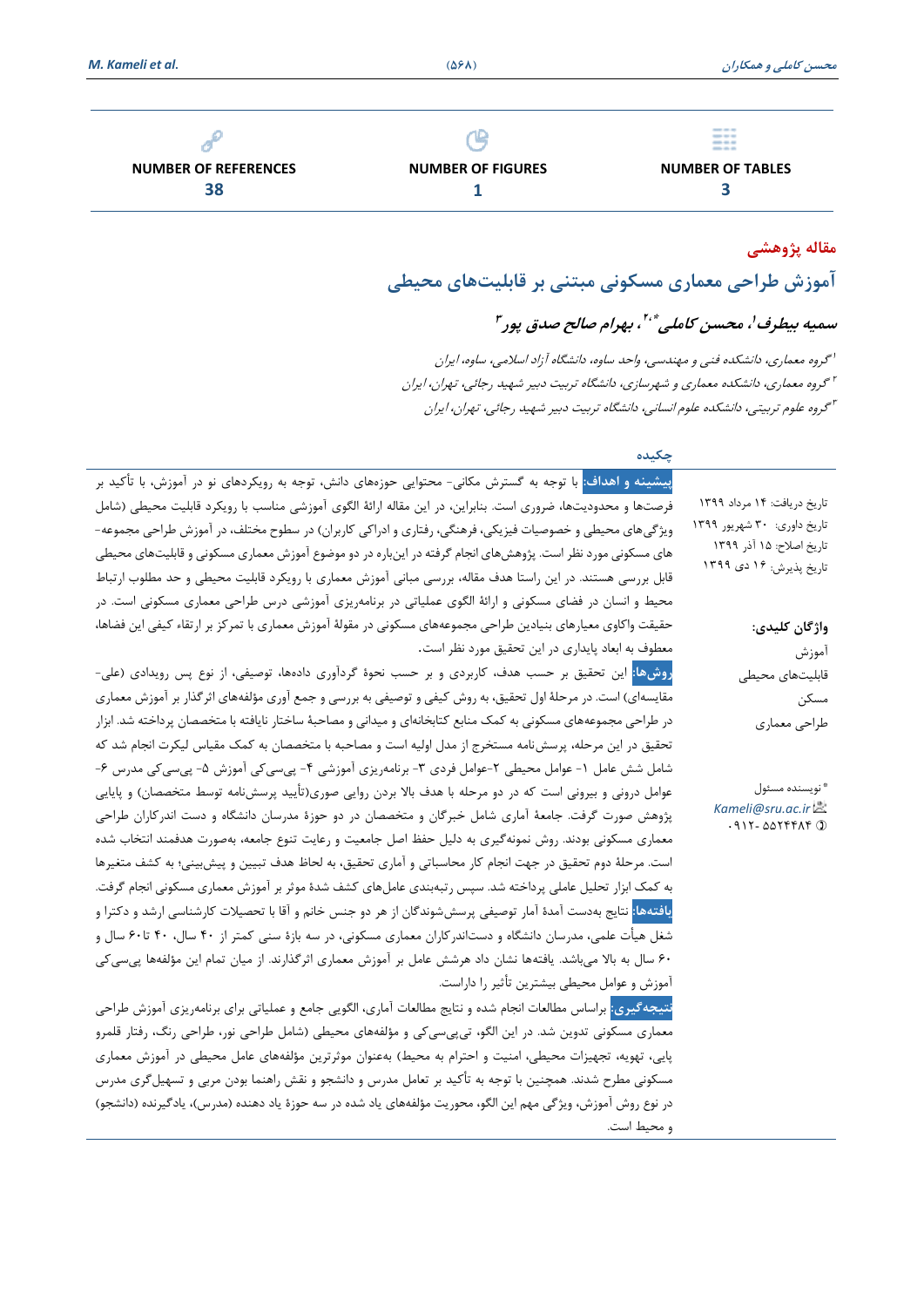| NUMBER OF REFERENCES | NUMBER OF FIGURES | NUMBER OF TABLES |
|---|---|---|
| 38 | 1 | 3 |

**مقاله پژوهشی**

# آموزش طراحی معماری مسکونی مبتنی بر قابلیت‌های محیطی

**سمیه بیطرف[۱]، محسن کاملی*[۲،۱]، بهرام صالح صدق پور[۳]**

[۱] گروه معماری، دانشکده فنی و مهندسی، واحد ساوه، دانشگاه آزاد اسلامی، ساوه، ایران

[۲] گروه معماری، دانشکده معماری و شهرسازی، دانشگاه تربیت دبیر شهید رجائی، تهران، ایران

[۳] گروه علوم تربیتی، دانشکده علوم انسانی، دانشگاه تربیت دبیر شهید رجائی، تهران، ایران

تاریخ دریافت: ۱۴ مرداد ۱۳۹۹

تاریخ داوری: ۳۰ شهریور ۱۳۹۹

تاریخ اصلاح: ۱۵ آذر ۱۳۹۹

تاریخ پذیرش: ۱۶ دی ۱۳۹۹

**واژگان کلیدی:**

آموزش

قابلیت‌های محیطی

مسکن

طراحی معماری

* نویسنده مسئول

Kameli@sru.ac.ir

۰۹۱۲- ۵۵۲۴۴۸۴

## چکیده

**پیشینه و اهداف:** با توجه به گسترش مکانی- محتوایی حوزه‌های دانش، توجه به رویکردهای نو در آموزش، با تأکید بر فرصت‌ها و محدودیت‌ها، ضروری است. بنابراین، در این مقاله ارائهٔ الگوی آموزشی مناسب با رویکرد قابلیت محیطی (شامل ویژگی‌های محیطی و خصوصیات فیزیکی، فرهنگی، رفتاری و ادراکی کاربران) در سطوح مختلف، در آموزش طراحی مجموعه‌های مسکونی مورد نظر است. پژوهش‌های انجام گرفته در این‌باره در دو موضوع آموزش معماری مسکونی و قابلیت‌های محیطی قابل بررسی هستند. در این راستا هدف مقاله، بررسی مبانی آموزش معماری با رویکرد قابلیت محیطی و حد مطلوب ارتباط محیط و انسان در فضای مسکونی و ارائهٔ الگوی عملیاتی در برنامه‌ریزی آموزشی درس طراحی معماری مسکونی است. در حقیقت واکاوی معیارهای بنیادین طراحی مجموعه‌های مسکونی در مقولهٔ آموزش معماری با تمرکز بر ارتقاء کیفی این فضاها، معطوف به ابعاد پایداری در این تحقیق مورد نظر است.

**روش‌ها:** این تحقیق بر حسب هدف، کاربردی و بر حسب نحوهٔ گردآوری داده‌ها، توصیفی، از نوع پس رویدادی (علی-مقایسه‌ای) است. در مرحلهٔ اول تحقیق، به روش کیفی و توصیفی به بررسی و جمع آوری مؤلفه‌های اثرگذار بر آموزش معماری در طراحی مجموعه‌های مسکونی به کمک منابع کتابخانه‌ای و میدانی و مصاحبهٔ ساختار نایافته با متخصصان پرداخته شد. ابزار تحقیق در این مرحله، پرسش‌نامه مستخرج از مدل اولیه است و مصاحبه با متخصصان به کمک مقیاس لیکرت انجام شد که شامل شش عامل ۱- عوامل محیطی ۲-عوامل فردی ۳- برنامه‌ریزی آموزشی ۴- پی‌سی‌کی آموزش ۵- پی‌سی‌کی مدرس ۶- عوامل درونی و بیرونی است که در دو مرحله با هدف بالا بردن روایی صوری(تأیید پرسش‌نامه توسط متخصصان) و پایایی پژوهش صورت گرفت. جامعهٔ آماری شامل خبرگان و متخصصان در دو حوزهٔ مدرسان دانشگاه و دست اندرکاران طراحی معماری مسکونی بودند. روش نمونه‌گیری به دلیل حفظ اصل جامعیت و رعایت تنوع جامعه، به‌صورت هدفمند انتخاب شده است. مرحلهٔ دوم تحقیق در جهت انجام کار محاسباتی و آماری تحقیق، به لحاظ هدف تبیین و پیش‌بینی؛ به کشف متغیرها به کمک ابزار تحلیل عاملی پرداخته شد. سپس رتبه‌بندی عامل‌های کشف شدهٔ موثر بر آموزش معماری مسکونی انجام گرفت.

**یافته‌ها:** نتایج به‌دست آمدهٔ آمار توصیفی پرسش‌شوندگان از هر دو جنس خانم و آقا با تحصیلات کارشناسی ارشد و دکترا و شغل هیأت علمی، مدرسان دانشگاه و دست‌اندرکاران معماری مسکونی، در بازهٔ سنی کمتر از ۴۰ سال، ۴۰ تا۶۰ سال و ۶۰ سال به بالا می‌باشد. یافته‌ها نشان داد هرشش عامل بر آموزش معماری اثرگذارند. از میان تمام این مؤلفه‌ها پی‌سی‌کی آموزش و عوامل محیطی بیشترین تأثیر را داراست.

**نتیجه‌گیری:** براساس مطالعات انجام شده و نتایج مطالعات آماری، الگویی جامع و عملیاتی برای برنامه‌ریزی آموزش طراحی معماری مسکونی تدوین شد. در این الگو، تی‌پی‌سی‌کی و مؤلفه‌های محیطی (شامل طراحی نور، طراحی رنگ، رفتار قلمرو پایی، تهویه، تجهیزات محیطی، امنیت و احترام به محیط) به‌عنوان موثرترین مؤلفه‌های عامل محیطی در آموزش معماری مسکونی مطرح شدند. همچنین با توجه به تأکید بر تعامل مدرس و دانشجو و نقش راهنما بودن مربی و تسهیل‌گری مدرس در نوع روش آموزش، ویژگی مهم این الگو، محوریت مؤلفه‌های یاد شده در سه حوزهٔ یاد دهنده (مدرس)، یادگیرنده (دانشجو) و محیط است.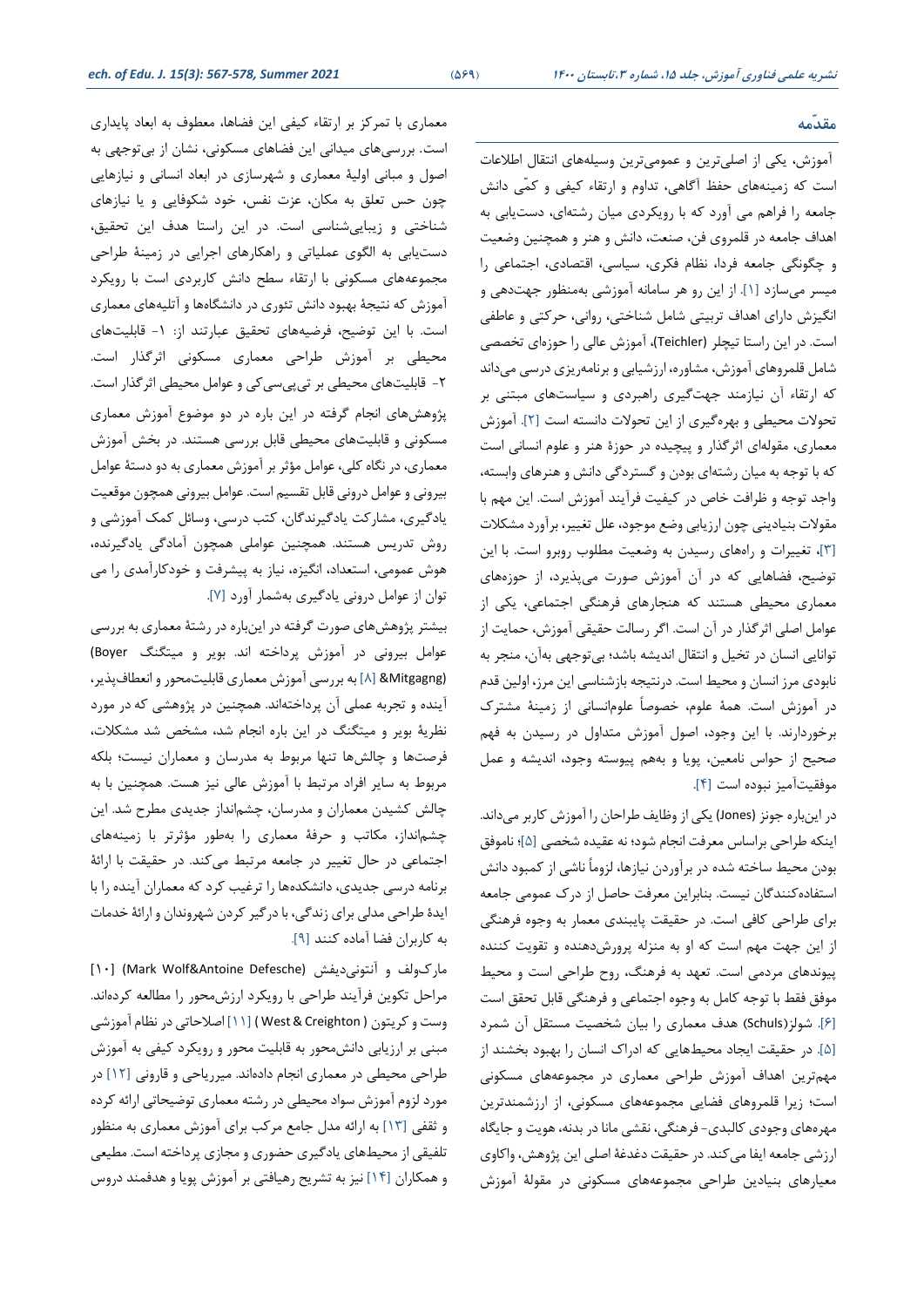## مقدّمه

آموزش، یکی از اصلی‌ترین و عمومی‌ترین وسیله‌های انتقال اطلاعات است که زمینه‌های حفظ آگاهی، تداوم و ارتقاء کیفی و کمّی دانش جامعه را فراهم می آورد که با رویکردی میان رشته‌ای، دست‌یابی به اهداف جامعه در قلمروی فن، صنعت، دانش و هنر و همچنین وضعیت و چگونگی جامعه فردا، نظام فکری، سیاسی، اقتصادی، اجتماعی را میسر می‌سازد [۱]. از این رو هر سامانه آموزشی به‌منظور جهت‌دهی و انگیزش دارای اهداف تربیتی شامل شناختی، روانی، حرکتی و عاطفی است. در این راستا تیچلر (Teichler)، آموزش عالی را حوزه‌ای تخصصی شامل قلمروهای آموزش، مشاوره، ارزشیابی و برنامه‌ریزی درسی می‌داند که ارتقاء آن نیازمند جهت‌گیری راهبردی و سیاست‌های مبتنی بر تحولات محیطی و بهره‌گیری از این تحولات دانسته است [۲]. آموزش معماری، مقوله‌ای اثرگذار و پیچیده در حوزۀ هنر و علوم انسانی است که با توجه به میان رشته‌ای بودن و گستردگی دانش و هنرهای وابسته، واجد توجه و ظرافت خاص در کیفیت فرآیند آموزش است. این مهم با مقولات بنیادینی چون ارزیابی وضع موجود، علل تغییر، برآورد مشکلات [۳]، تغییرات و راه‌های رسیدن به وضعیت مطلوب روبرو است. با این توضیح، فضاهایی که در آن آموزش صورت می‌پذیرد، از حوزه‌های معماری محیطی هستند که هنجارهای فرهنگی اجتماعی، یکی از عوامل اصلی اثرگذار در آن است. اگر رسالت حقیقی آموزش، حمایت از توانایی انسان در تخیل و انتقال اندیشه باشد؛ بی‌توجهی به‌آن، منجر به نابودی مرز انسان و محیط است. درنتیجه بازشناسی این مرز، اولین قدم در آموزش است. همۀ علوم، خصوصاً علوم‌انسانی از زمینۀ مشترک برخوردارند. با این وجود، اصول آموزش متداول در رسیدن به فهم صحیح از حواس نامعین، پویا و به‌هم پیوسته وجود، اندیشه و عمل موفقیت‌آمیز نبوده است [۴].

در این‌باره جونز (Jones) یکی از وظایف طراحان را آموزش کاربر می‌داند. اینکه طراحی براساس معرفت انجام شود؛ نه عقیده شخصی [۵]؛ ناموفق بودن محیط ساخته شده در برآوردن نیازها، لزوماً ناشی از کمبود دانش استفاده‌کنندگان نیست. بنابراین معرفت حاصل از درک عمومی جامعه برای طراحی کافی است. در حقیقت پایبندی معمار به وجوه فرهنگی از این جهت مهم است که او به منزله پرورش‌دهنده و تقویت کننده پیوندهای مردمی است. تعهد به فرهنگ، روح طراحی است و محیط موفق فقط با توجه کامل به وجوه اجتماعی و فرهنگی قابل تحقق است [۶]. شولز(Schuls) هدف معماری را بیان شخصیت مستقل آن شمرد [۵]. در حقیقت ایجاد محیط‌هایی که ادراک انسان را بهبود بخشند از مهم‌ترین اهداف آموزش طراحی معماری در مجموعه‌های مسکونی است؛ زیرا قلمروهای فضایی مجموعه‌های مسکونی، از ارزشمندترین مهره‌های وجودی کالبدی- فرهنگی، نقشی مانا در بدنه، هویت و جایگاه ارزشی جامعه ایفا می‌کند. در حقیقت دغدغۀ اصلی این پژوهش، واکاوی معیارهای بنیادین طراحی مجموعه‌های مسکونی در مقولۀ آموزش معماری با تمرکز بر ارتقاء کیفی این فضاها، معطوف به ابعاد پایداری است. بررسی‌های میدانی این فضاهای مسکونی، نشان از بی‌توجهی به اصول و مبانی اولیۀ معماری و شهرسازی در ابعاد انسانی و نیازهایی چون حس تعلق به مکان، عزت نفس، خود شکوفایی و یا نیازهای شناختی و زیبایی‌شناسی است. در این راستا هدف این تحقیق، دست‌یابی به الگوی عملیاتی و راهکارهای اجرایی در زمینۀ طراحی مجموعه‌های مسکونی با ارتقاء سطح دانش کاربردی است با رویکرد آموزش که نتیجۀ بهبود دانش تئوری در دانشگاه‌ها و آتلیه‌های معماری است. با این توضیح، فرضیه‌های تحقیق عبارتند از: ۱- قابلیت‌های محیطی بر آموزش طراحی معماری مسکونی اثرگذار است. ۲- قابلیت‌های محیطی بر تی‌پی‌سی‌کی و عوامل محیطی اثرگذار است.

پژوهش‌های انجام گرفته در این باره در دو موضوع آموزش معماری مسکونی و قابلیت‌های محیطی قابل بررسی هستند. در بخش آموزش معماری، در نگاه کلی، عوامل مؤثر بر آموزش معماری به دو دستۀ عوامل بیرونی و عوامل درونی قابل تقسیم است. عوامل بیرونی همچون موقعیت یادگیری، مشارکت یادگیرندگان، کتب درسی، وسائل کمک آموزشی و روش تدریس هستند. همچنین عواملی همچون آمادگی یادگیرنده، هوش عمومی، استعداد، انگیزه، نیاز به پیشرفت و خودکارآمدی را می توان از عوامل درونی یادگیری به‌شمار آورد [۷].

بیشتر پژوهش‌های صورت گرفته در این‌باره در رشتۀ معماری به بررسی عوامل بیرونی در آموزش پرداخته اند. بویر و میتگنگ (Boyer &Mitgagng) [۸] به بررسی آموزش معماری قابلیت‌محور و انعطاف‌پذیر، آینده و تجربه عملی آن پرداخته‌اند. همچنین در پژوهشی که در مورد نظریۀ بویر و میتگنگ در این باره انجام شد، مشخص شد مشکلات، فرصت‌ها و چالش‌ها تنها مربوط به مدرسان و معماران نیست؛ بلکه مربوط به سایر افراد مرتبط با آموزش عالی نیز هست. همچنین با به چالش کشیدن معماران و مدرسان، چشم‌انداز جدیدی مطرح شد. این چشم‌انداز، مکاتب و حرفۀ معماری را به‌طور مؤثرتر با زمینه‌های اجتماعی در حال تغییر در جامعه مرتبط می‌کند. در حقیقت با ارائۀ برنامه درسی جدیدی، دانشکده‌ها را ترغیب کرد که معماران آینده را با ایدۀ طراحی مدلی برای زندگی، با درگیر کردن شهروندان و ارائۀ خدمات به کاربران فضا آماده کنند [۹].

مارک‌ولف و آنتونی‌دیفش (Mark Wolf&Antoine Defesche) [۱۰] مراحل تکوین فرآیند طراحی با رویکرد ارزش‌محور را مطالعه کرده‌اند. وست و کریتون ( West & Creighton ) [۱۱] اصلاحاتی در نظام آموزشی مبنی بر ارزیابی دانش‌محور به قابلیت محور و رویکرد کیفی به آموزش طراحی محیطی در معماری انجام داده‌اند. میرریاحی و قارونی [۱۲] در مورد لزوم آموزش سواد محیطی در رشته معماری توضیحاتی ارائه کرده و ثقفی [۱۳] به ارائه مدل جامع مرکب برای آموزش معماری به منظور تلفیقی از محیط‌های یادگیری حضوری و مجازی پرداخته است. مطیعی و همکاران [۱۴] نیز به تشریح رهیافتی بر آموزش پویا و هدفمند دروس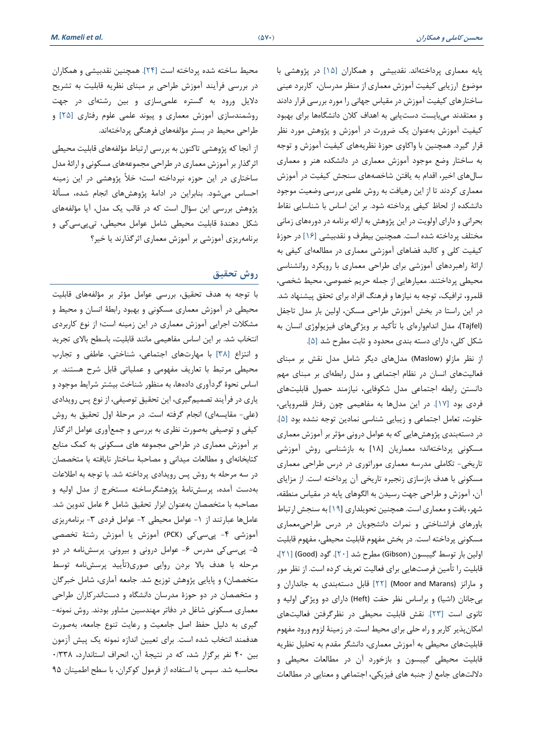پایه معماری پرداخته‌اند. نقدبیشی و همکاران [۱۵] در پژوهشی با موضوع ارزیابی کیفیت آموزش معماری از منظر مدرسان، کاربرد عینی ساختارهای کیفیت آموزش در مقیاس جهانی را مورد بررسی قرار دادند و معتقدند می‌بایست دست‌یابی به اهداف کلان دانشگاه‌ها برای بهبود کیفیت آموزش به‌عنوان یک ضرورت در آموزش و پژوهش مورد نظر قرار گیرد. همچنین با واکاوی حوزهٔ نظریه‌های کیفیت آموزش و توجه به ساختار وضع موجود آموزش معماری در دانشکده هنر و معماری سال‌های اخیر، اقدام به یافتن شاخصه‌های سنجش کیفیت در آموزش معماری کردند تا از این رهیافت به روش علمی بررسی وضعیت موجود دانشکده از لحاظ کیفی پرداخته شود. بر این اساس با شناسایی نقاط بحرانی و دارای اولویت در این پژوهش به ارائه برنامه در دوره‌های زمانی مختلف پرداخته شده است. همچنین بیطرف و نقدبیشی [۱۶] در حوزهٔ کیفیت کلی و کالبد فضاهای آموزشی معماری در مطالعه‌ای کیفی به ارائهٔ راهبردهای آموزشی برای طراحی معماری با رویکرد روانشناسی محیطی پرداختند. معیارهایی از جمله حریم خصوصی، محیط شخصی، قلمرو، ترافیک، توجه به نیازها و فرهنگ افراد برای تحقق پیشنهاد شد. در این راستا در بخش آموزش طراحی مسکن، اولین بار مدل تاجفل (Tajfel)، مدل اندام‌واره‌ای با تأکید بر ویژگی‌های فیزیولوژی انسان به شکل کلی، دارای دسته بندی محدود و ثابت مطرح شد [۵].

از نظر مازلو (Maslow) مدل‌های دیگر شامل مدل نقش بر مبنای فعالیت‌های انسان در نظام اجتماعی و مدل رابطه‌ای بر مبنای مهم دانستن رابطه اجتماعی مدل شکوفایی، نیازمند حصول قابلیت‌های فردی بود [۱۷]. در این مدل‌ها به مفاهیمی چون رفتار قلمروپایی، خلوت، تعامل اجتماعی و زیبایی شناسی نمادین توجه نشده بود [۵]. در دسته‌بندی پژوهش‌هایی که به عوامل درونی مؤثر بر آموزش معماری مسکونی پرداخته‌اند؛ معماریان [۱۸] به بازشناسی روش آموزشی تاریخی- تکاملی مدرسه معماری موراتوری در درس طراحی معماری مسکونی با هدف بازسازی زنجیره تاریخی آن پرداخته است. از مزایای آن، آموزش و طراحی جهت رسیدن به الگوهای پایه در مقیاس منطقه، شهر، بافت و معماری است. همچنین تحویلداری [۱۹] به سنجش ارتباط باورهای فراشناختی و نمرات دانشجویان در درس طراحی‌معماری مسکونی پرداخته است. در بخش مفهوم قابلیت محیطی، مفهوم قابلیت اولین بار توسط گیبسون (Gibson) مطرح شد [۲۰]. گود (Good) [۲۱]، قابلیت را تأمین فرصت‌هایی برای فعالیت تعریف کرده است. از نظر مور و مارانز (Moor and Marans) [۲۲] قابل دسته‌بندی به جانداران و بی‌جانان (اشیا) و براساس نظر حفت (Heft) دارای دو ویژگی اولیه و ثانوی است [۲۳]. نقش قابلیت محیطی در نظرگرفتن فعالیت‌های امکان‌پذیر کاربر و راه حلی برای محیط است. در زمینهٔ لزوم ورود مفهوم قابلیت‌های محیطی به آموزش معماری، دانشگر مقدم به تحلیل نظریه قابلیت محیطی گیبسون و بازخورد آن در مطالعات محیطی و دلالت‌های جامع از جنبه های فیزیکی، اجتماعی و معنایی در مطالعات محیط ساخته شده پرداخته است [۲۴]. همچنین نقدبیشی و همکاران در بررسی فرآیند آموزش طراحی بر مبنای نظریه قابلیت به تشریح دلایل ورود به گستره علمی‌سازی و بین رشته‌ای در جهت روشمندسازی آموزش معماری و پیوند علمی علوم رفتاری [۲۵] و طراحی محیط در بستر مؤلفه‌های فرهنگی پرداخته‌اند.

از آنجا که پژوهشی تاکنون به بررسی ارتباط مؤلفه‌های قابلیت محیطی اثرگذار بر آموزش معماری در طراحی مجموعه‌های مسکونی و ارائهٔ مدل ساختاری در این حوزه نپرداخته است؛ خلأ پژوهشی در این زمینه احساس می‌شود. بنابراین در ادامهٔ پژوهش‌های انجام شده، مسألهٔ پژوهش بررسی این سؤال است که در قالب یک مدل، آیا مؤلفه‌های شکل دهندهٔ قابلیت محیطی شامل عوامل محیطی، تی‌پی‌سی‌کی و برنامه‌ریزی آموزشی بر آموزش معماری اثرگذارند یا خیر؟

## روش تحقیق

با توجه به هدف تحقیق، بررسی عوامل مؤثر بر مؤلفه‌های قابلیت محیطی در آموزش معماری مسکونی و بهبود رابطهٔ انسان و محیط و مشکلات اجرایی آموزش معماری در این زمینه است؛ از نوع کاربردی انتخاب شد. بر این اساس مفاهیمی مانند قابلیت، باسطح بالای تجرید و انتزاع [۳۸] با مهارت‌های اجتماعی، شناختی، عاطفی و تجارب محیطی مرتبط با تعاریف مفهومی و عملیاتی قابل شرح هستند. بر اساس نحوهٔ گردآوری داده‌ها، به منظور شناخت بیشتر شرایط موجود و یاری در فرآیند تصمیم‌گیری، این تحقیق توصیفی، از نوع پس رویدادی (علی- مقایسه‌ای) انجام گرفته است. در مرحلهٔ اول تحقیق به روش کیفی و توصیفی به‌صورت نظری به بررسی و جمع‌آوری عوامل اثرگذار بر آموزش معماری در طراحی مجموعه های مسکونی به کمک منابع کتابخانه‌ای و مطالعات میدانی و مصاحبهٔ ساختار نایافته با متخصصان در سه مرحله به روش پس رویدادی پرداخته شد. با توجه به اطلاعات به‌دست آمده، پرسش‌نامهٔ پژوهشگرساخته مستخرج از مدل اولیه و مصاحبه با متخصصان به‌عنوان ابزار تحقیق شامل ۶ عامل تدوین شد. عامل‌ها عبارتند از ۱- عوامل محیطی ۲- عوامل فردی ۳- برنامه‌ریزی آموزشی ۴- پی‌سی‌کی (PCK) آموزش یا آموزش رشتهٔ تخصصی ۵- پی‌سی‌کی مدرس ۶- عوامل درونی و بیرونی. پرسش‌نامه در دو مرحله با هدف بالا بردن روایی صوری(تأیید پرسش‌نامه توسط متخصصان) و پایایی پژوهش توزیع شد. جامعه آماری، شامل خبرگان و متخصصان در دو حوزهٔ مدرسان دانشگاه و دست‌اندرکاران طراحی معماری مسکونی شاغل در دفاتر مهندسین مشاور بودند. روش نمونه-گیری به دلیل حفظ اصل جامعیت و رعایت تنوع جامعه، به‌صورت هدفمند انتخاب شده است. برای تعیین اندازه نمونه یک پیش آزمون بین ۴۰ نفر برگزار شد، که در نتیجهٔ آن، انحراف استاندارد، ۰/۳۳۸ محاسبه شد. سپس با استفاده از فرمول کوکران، با سطح اطمینان ۹۵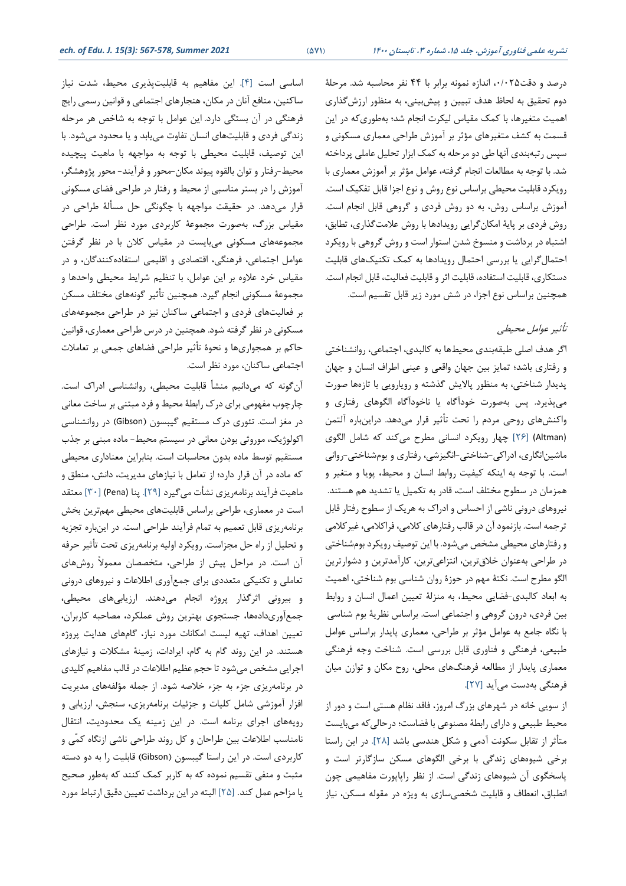درصد و دقت۰/۰۲۵، اندازه نمونه برابر با ۴۴ نفر محاسبه شد. مرحلهٔ دوم تحقیق به لحاظ هدف تبیین و پیش‌بینی، به منظور ارزش‌گذاری اهمیت متغیرها، با کمک مقیاس لیکرت انجام شد؛ به‌طوری‌که در این قسمت به کشف متغیرهای مؤثر بر آموزش طراحی معماری مسکونی و سپس رتبه‌بندی آنها طی دو مرحله به کمک ابزار تحلیل عاملی پرداخته شد. با توجه به مطالعات انجام گرفته، عوامل مؤثر بر آموزش معماری با رویکرد قابلیت محیطی براساس نوع روش و نوع اجزا قابل تفکیک است. آموزش براساس روش، به دو روش فردی و گروهی قابل انجام است. روش فردی بر پایهٔ امکان‌گرایی رویدادها با روش علامت‌گذاری، تطابق، اشتباه در برداشت و منسوخ شدن استوار است و روش گروهی با رویکرد احتمال‌گرایی یا بررسی احتمال رویدادها به کمک تکنیک‌های قابلیت دستکاری، قابلیت استفاده، قابلیت اثر و قابلیت فعالیت، قابل انجام است. همچنین براساس نوع اجزا، در شش مورد زیر قابل تقسیم است.

### *تأثیر عوامل محیطی*

اگر هدف اصلی طبقه‌بندی محیط‌ها به کالبدی، اجتماعی، روانشناختی و رفتاری باشد؛ تمایز بین جهان واقعی و عینی اطراف انسان و جهان پدیدار شناختی، به منظور پالایش گذشته و رویارویی با تازه‌ها صورت می‌پذیرد. پس به‌صورت خودآگاه یا ناخودآگاه الگوهای رفتاری و واکنش‌های روحی مردم را تحت تأثیر قرار می‌دهد. دراین‌باره آلتمن (Altman) [۲۶] چهار رویکرد انسانی مطرح می‌کند که شامل الگوی ماشین‌انگاری، ادراکی-شناختی-انگیزشی، رفتاری و بوم‌شناختی-روانی است. با توجه به اینکه کیفیت روابط انسان و محیط، پویا و متغیر و همزمان در سطوح مختلف است، قادر به تکمیل یا تشدید هم هستند. نیروهای درونی ناشی از احساس و ادراک به هریک از سطوح رفتار قابل ترجمه است. بازنمود آن در قالب رفتارهای کلامی، فراکلامی، غیرکلامی و رفتارهای محیطی مشخص می‌شود. با این توصیف رویکرد بوم‌شناختی در طراحی به‌عنوان خلاق‌ترین، انتزاعی‌ترین، کارآمدترین و دشوارترین الگو مطرح است. نکتهٔ مهم در حوزهٔ روان شناسی بوم شناختی، اهمیت به ابعاد کالبدی-فضایی محیط، به منزلهٔ تعیین اعمال انسان و روابط بین فردی، درون گروهی و اجتماعی است. براساس نظریهٔ بوم شناسی با نگاه جامع به عوامل مؤثر بر طراحی، معماری پایدار براساس عوامل طبیعی، فرهنگی و فناوری قابل بررسی است. شناخت وجه فرهنگی معماری پایدار از مطالعه فرهنگ‌های محلی، روح مکان و توازن میان فرهنگی به‌دست می‌آید [۲۷].

از سویی خانه در شهرهای بزرگ امروز، فاقد نظام هستی است و دور از محیط طبیعی و دارای رابطهٔ مصنوعی با فضاست؛ درحالی‌که می‌بایست متأثر از تقابل سکونت آدمی و شکل هندسی باشد [۲۸]. در این راستا برخی شیوه‌های زندگی با برخی الگوهای مسکن سازگارتر است و پاسخگوی آن شیوه‌های زندگی است. از نظر راپاپورت مفاهیمی چون انطباق، انعطاف و قابلیت شخصی‌سازی به ویژه در مقوله مسکن، نیاز اساسی است [۴]. این مفاهیم به قابلیت‌پذیری محیط، شدت نیاز ساکنین، منافع آنان در مکان، هنجارهای اجتماعی و قوانین رسمی رایج فرهنگی در آن بستگی دارد. این عوامل با توجه به شاخص هر مرحله زندگی فردی و قابلیت‌های انسان تفاوت می‌یابد و یا محدود می‌شود. با این توصیف، قابلیت محیطی با توجه به مواجهه با ماهیت پیچیده محیط-رفتار و توان بالقوه پیوند مکان-محور و فرآیند- محور پژوهشگر، آموزش را در بستر مناسبی از محیط و رفتار در طراحی فضای مسکونی قرار می‌دهد. در حقیقت مواجهه با چگونگی حل مسألهٔ طراحی در مقیاس بزرگ، به‌صورت مجموعهٔ کاربردی مورد نظر است. طراحی مجموعه‌های مسکونی می‌بایست در مقیاس کلان با در نظر گرفتن عوامل اجتماعی، فرهنگی، اقتصادی و اقلیمی استفاده‌کنندگان، و در مقیاس خرد علاوه بر این عوامل، با تنظیم شرایط محیطی واحدها و مجموعهٔ مسکونی انجام گیرد. همچنین تأثیر گونه‌های مختلف مسکن بر فعالیت‌های فردی و اجتماعی ساکنان نیز در طراحی مجموعه‌های مسکونی در نظر گرفته شود. همچنین در درس طراحی معماری، قوانین حاکم بر همجواری‌ها و نحوهٔ تأثیر طراحی فضاهای جمعی بر تعاملات اجتماعی ساکنان، مورد نظر است.

آن‌گونه که می‌دانیم منشأ قابلیت محیطی، روانشناسی ادراک است. چارچوب مفهومی برای درک رابطهٔ محیط و فرد مبتنی بر ساخت معانی در مغز است. تئوری درک مستقیم گیبسون (Gibson) در روانشناسی اکولوژیک، موروثی بودن معانی در سیستم محیط- ماده مبنی بر جذب مستقیم توسط ماده بدون محاسبات است. بنابراین معناداری محیطی که ماده در آن قرار دارد؛ از تعامل با نیازهای مدیریت، دانش، منطق و ماهیت فرآیند برنامه‌ریزی نشأت می‌گیرد [۲۹]. پنا (Pena) [۳۰] معتقد است در معماری، طراحی براساس قابلیت‌های محیطی مهم‌ترین بخش برنامه‌ریزی قابل تعمیم به تمام فرآیند طراحی است. در این‌باره تجزیه و تحلیل از راه حل مجزاست. رویکرد اولیه برنامه‌ریزی تحت تأثیر حرفه آن است. در مراحل پیش از طراحی، متخصصان معمولاً روش‌های تعاملی و تکنیکی متعددی برای جمع‌آوری اطلاعات و نیروهای درونی و بیرونی اثرگذار پروژه انجام می‌دهند. ارزیابی‌های محیطی، جمع‌آوری‌داده‌ها، جستجوی بهترین روش عملکرد، مصاحبه کاربران، تعیین اهداف، تهیه لیست امکانات مورد نیاز، گام‌های هدایت پروژه هستند. در این روند گام به گام، ایرادات، زمینهٔ مشکلات و نیازهای اجرایی مشخص می‌شود تا حجم عظیم اطلاعات در قالب مفاهیم کلیدی در برنامه‌ریزی جزء به جزء خلاصه شود. از جمله مؤلفه‌های مدیریت افزار آموزشی شامل کلیات و جزئیات برنامه‌ریزی، سنجش، ارزیابی و رویه‌های اجرای برنامه است. در این زمینه یک محدودیت، انتقال نامناسب اطلاعات بین طراحان و کل روند طراحی ناشی ازنگاه کمّی و کاربردی است. در این راستا گیبسون (Gibson) قابلیت را به دو دسته مثبت و منفی تقسیم نموده که به کاربر کمک کنند که به‌طور صحیح یا مزاحم عمل کند. [۲۵] البته در این برداشت تعیین دقیق ارتباط مورد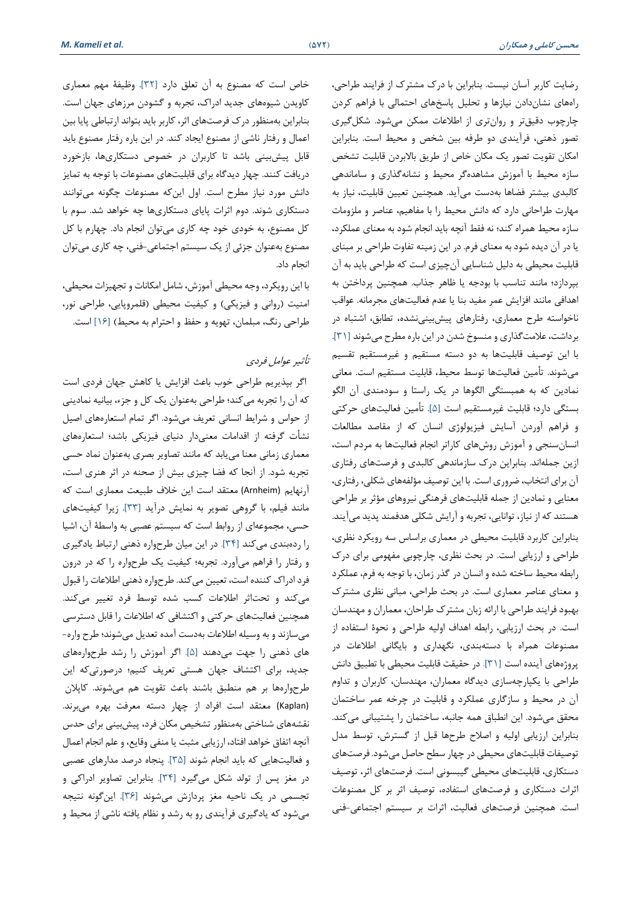رضایت کاربر آسان نیست. بنابراین با درک مشترک از فرایند طراحی، راه‌های نشان‌دادن نیازها و تحلیل پاسخ‌های احتمالی با فراهم کردن چارچوب دقیق‌تر و روان‌تری از اطلاعات ممکن می‌شود. شکل‌گیری تصور ذهنی، فرآیندی دو طرفه بین شخص و محیط است. بنابراین امکان تقویت تصور یک مکان خاص از طریق بالابردن قابلیت تشخص سازه محیط با آموزش مشاهده‌گر محیط و نشانه‌گذاری و ساماندهی کالبدی بیشتر فضاها به‌دست می‌آید. همچنین تعیین قابلیت، نیاز به مهارت طراحانی دارد که دانش محیط را با مفاهیم، عناصر و ملزومات سازه محیط همراه کند؛ نه فقط آنچه باید انجام شود به معنای عملکرد، یا در آن دیده شود به معنای فرم. در این زمینه تفاوت طراحی بر مبنای قابلیت محیطی به دلیل شناسایی آن‌چیزی است که طراحی باید به آن بپردازد؛ مانند تناسب با بودجه یا ظاهر جذاب. همچنین پرداختن به اهدافی مانند افزایش عمر مفید بنا یا عدم فعالیت‌های مجرمانه. عواقب ناخواسته طرح معماری، رفتارهای پیش‌بینی‌نشده، تطابق، اشتباه در برداشت، علامت‌گذاری و منسوخ شدن در این باره مطرح می‌شوند [۳۱].

با این توصیف قابلیت‌ها به دو دسته مستقیم و غیرمستقیم تقسیم می‌شوند. تأمین فعالیت‌ها توسط محیط، قابلیت مستقیم است. معانی نمادین که به همبستگی الگوها در یک راستا و سودمندی آن الگو بستگی دارد؛ قابلیت غیرمستقیم است [۵]. تأمین فعالیت‌های حرکتی و فراهم آوردن آسایش فیزیولوژی انسان که از مقاصد مطالعات انسان‌سنجی و آموزش روش‌های کاراتر انجام فعالیت‌ها به مردم است، ازین جمله‌اند. بنابراین درک سازماندهی کالبدی و فرصت‌های رفتاری آن برای انتخاب، ضروری است. با این توصیف مؤلفه‌های شکلی، رفتاری، معنایی و نمادین از جمله قابلیت‌های فرهنگی نیروهای مؤثر بر طراحی هستند که از نیاز، توانایی، تجربه و آرایش شکلی هدفمند پدید می‌آیند.

بنابراین کاربرد قابلیت محیطی در معماری براساس سه رویکرد نظری، طراحی و ارزیابی است. در بحث نظری، چارچوبی مفهومی برای درک رابطه محیط ساخته شده و انسان در گذر زمان، با توجه به فرم، عملکرد و معنای عناصر معماری است. در بحث طراحی، مبانی نظری مشترک بهبود فرایند طراحی با ارائه زبان مشترک طراحان، معماران و مهندسان است. در بحث ارزیابی، رابطه اهداف اولیه طراحی و نحوهٔ استفاده از مصنوعات همراه با دسته‌بندی، نگهداری و بایگانی اطلاعات در پروژه‌های آینده است [۳۱]. در حقیقت قابلیت محیطی با تطبیق دانش طراحی با یکپارچه‌سازی دیدگاه معماران، مهندسان، کاربران و تداوم آن در محیط و سازگاری عملکرد و قابلیت در چرخه عمر ساختمان محقق می‌شود. این انطباق همه جانبه، ساختمان را پشتیبانی می‌کند. بنابراین ارزیابی اولیه و اصلاح طرح‌ها قبل از گسترش، توسط مدل توصیفات قابلیت‌های محیطی در چهار سطح حاصل می‌شود. فرصت‌های دستکاری، قابلیت‌های محیطی گیبسونی است. فرصت‌های اثر، توصیف اثرات دستکاری و فرصت‌های استفاده، توصیف اثر بر کل مصنوعات است. همچنین فرصت‌های فعالیت، اثرات بر سیستم اجتماعی-فنی خاص است که مصنوع به آن تعلق دارد [۳۲]. وظیفهٔ مهم معماری کاویدن شیوه‌های جدید ادراک، تجربه و گشودن مرزهای جهان است. بنابراین به‌منظور درک فرصت‌های اثر، کاربر باید بتواند ارتباطی پایا بین اعمال و رفتار ناشی از مصنوع ایجاد کند. در این باره رفتار مصنوع باید قابل پیش‌بینی باشد تا کاربران در خصوص دستکاری‌ها، بازخورد دریافت کنند. چهار دیدگاه برای قابلیت‌های مصنوعات با توجه به تمایز دانش مورد نیاز مطرح است. اول این‌که مصنوعات چگونه می‌توانند دستکاری شوند. دوم اثرات پایای دستکاری‌ها چه خواهد شد. سوم با کل مصنوع، به خودی خود چه کاری می‌توان انجام داد. چهارم با کل مصنوع به‌عنوان جزئی از یک سیستم اجتماعی-فنی، چه کاری می‌توان انجام داد.

با این رویکرد، وجه محیطی آموزش، شامل امکانات و تجهیزات محیطی، امنیت (روانی و فیزیکی) و کیفیت محیطی (قلمروپایی، طراحی نور، طراحی رنگ، مبلمان، تهویه و حفظ و احترام به محیط) [۱۶] است.

### *تأثیر عوامل فردی*

اگر بپذیریم طراحی خوب باعث افزایش یا کاهش جهان فردی است که آن را تجربه می‌کند؛ طراحی به‌عنوان یک کل و جزء، بیانیه نمادینی از حواس و شرایط انسانی تعریف می‌شود. اگر تمام استعاره‌های اصیل نشأت گرفته از اقدامات معنی‌دار دنیای فیزیکی باشد؛ استعاره‌های معماری زمانی معنا می‌یابد که مانند تصاویر بصری به‌عنوان نماد حسی تجربه شود. از آنجا که فضا چیزی بیش از صحنه در اثر هنری است، آرنهایم (Arnheim) معتقد است این خلاف طبیعت معماری است که مانند فیلم، با گروهی تصویر به نمایش درآید [۳۳]. زیرا کیفیت‌های حسی، مجموعه‌ای از روابط است که سیستم عصبی به واسطهٔ آن، اشیا را رده‌بندی می‌کند [۳۴]. در این میان طرحواره ذهنی ارتباط یادگیری و رفتار را فراهم می‌آورد. تجربه؛ کیفیت یک طرحواره را که در درون فرد ادراک کننده است، تعیین می‌کند. طرحواره ذهنی اطلاعات را قبول می‌کند و تحت‌اثر اطلاعات کسب شده توسط فرد تغییر می‌کند. همچنین فعالیت‌های حرکتی و اکتشافی که اطلاعات را قابل دسترسی می‌سازند و به وسیله اطلاعات به‌دست آمده تعدیل می‌شوند؛ طرح واره-های ذهنی را جهت می‌دهند [۵]. اگر آموزش را رشد طرحواره‌های جدید، برای اکتشاف جهان هستی تعریف کنیم؛ درصورتی‌که این طرحواره‌ها بر هم منطبق باشند باعث تقویت هم می‌شوند. کاپلان (Kaplan) معتقد است افراد از چهار دسته معرفت بهره می‌برند. نقشه‌های شناختی به‌منظور تشخیص مکان فرد، پیش‌بینی برای حدس آنچه اتفاق خواهد افتاد، ارزیابی مثبت یا منفی وقایع، و علم انجام اعمال و فعالیت‌هایی که باید انجام شوند [۳۵]. پنجاه درصد مدارهای عصبی در مغز پس از تولد شکل می‌گیرد [۳۴]. بنابراین تصاویر ادراکی و تجسمی در یک ناحیه مغز پردازش می‌شوند [۳۶]. این‌گونه نتیجه می‌شود که یادگیری فرآیندی رو به رشد و نظام یافته ناشی از محیط و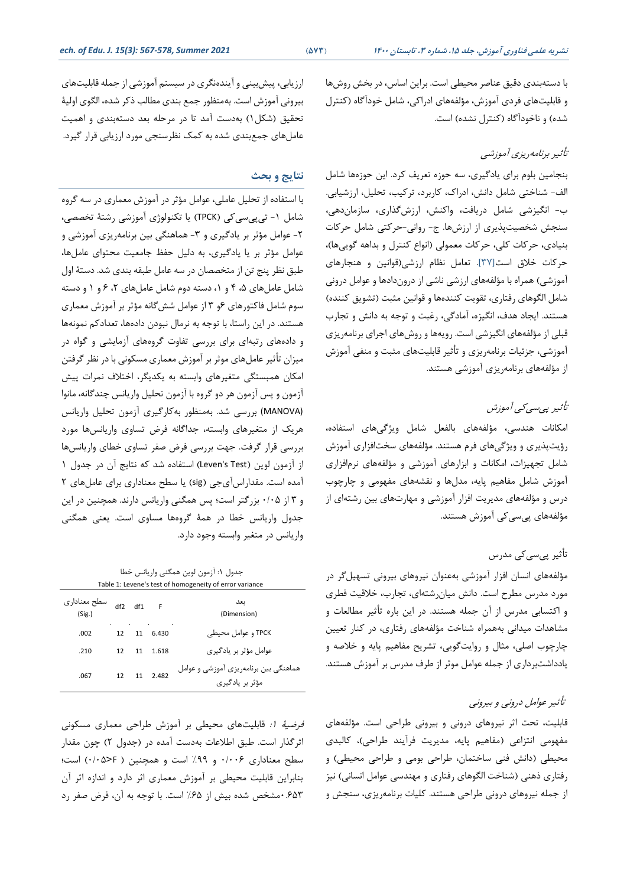با دسته‌بندی دقیق عناصر محیطی است. براین اساس، در بخش روش‌ها و قابلیت‌های فردی آموزش، مؤلفه‌های ادراکی، شامل خودآگاه (کنترل شده) و ناخودآگاه (کنترل نشده) است.

### *تأثیر برنامه‌ریزی آموزشی*

بنجامین بلوم برای یادگیری، سه حوزه تعریف کرد. این حوزه‌ها شامل الف- شناختی شامل دانش، ادراک، کاربرد، ترکیب، تحلیل، ارزشیابی. ب- انگیزشی شامل دریافت، واکنش، ارزش‌گذاری، سازمان‌دهی، سنجش شخصیت‌پذیری از ارزش‌ها. ج- روانی-حرکتی شامل حرکات بنیادی، حرکات کلی، حرکات معمولی (انواع کنترل و بداهه گویی‌ها)، حرکات خلاق است[۳۷]. تعامل نظام ارزشی(قوانین و هنجارهای آموزشی) همراه با مؤلفه‌های ارزشی ناشی از درون‌دادها و عوامل درونی شامل الگوهای رفتاری، تقویت کننده‌ها و قوانین مثبت (تشویق کننده) هستند. ایجاد هدف، انگیزه، آمادگی، رغبت و توجه به دانش و تجارب قبلی از مؤلفه‌های انگیزشی است. رویه‌ها و روش‌های اجرای برنامه‌ریزی آموزشی، جزئیات برنامه‌ریزی و تأثیر قابلیت‌های مثبت و منفی آموزش از مؤلفه‌های برنامه‌ریزی آموزشی هستند.

### *تأثیر پی‌سی‌کی آموزش*

امکانات هندسی، مؤلفه‌های بالفعل شامل ویژگی‌های استفاده، رؤیت‌پذیری و ویژگی‌های فرم هستند. مؤلفه‌های سخت‌افزاری آموزش شامل تجهیزات، امکانات و ابزارهای آموزشی و مؤلفه‌های نرم‌افزاری آموزش شامل مفاهیم پایه، مدل‌ها و نقشه‌های مفهومی و چارچوب درس و مؤلفه‌های مدیریت افزار آموزشی و مهارت‌های بین رشته‌ای از مؤلفه‌های پی‌سی‌کی آموزش هستند.

### تأثیر پی‌سی‌کی مدرس

مؤلفه‌های انسان افزار آموزشی به‌عنوان نیروهای بیرونی تسهیل‌گر در مورد مدرس مطرح است. دانش میان‌رشته‌ای، تجارب، خلاقیت فطری و اکتسابی مدرس از آن جمله هستند. در این باره تأثیر مطالعات و مشاهدات میدانی به‌همراه شناخت مؤلفه‌های رفتاری، در کنار تعیین چارچوب اصلی، مثال و روایت‌گویی، تشریح مفاهیم پایه و خلاصه و یادداشت‌برداری از جمله عوامل موثر از طرف مدرس بر آموزش هستند.

### *تأثیر عوامل درونی و بیرونی*

قابلیت، تحت اثر نیروهای درونی و بیرونی طراحی است. مؤلفه‌های مفهومی انتزاعی (مفاهیم پایه، مدیریت فرآیند طراحی)، کالبدی محیطی (دانش فنی ساختمان، طراحی بومی و طراحی محیطی) و رفتاری ذهنی (شناخت الگوهای رفتاری و مهندسی عوامل انسانی) نیز از جمله نیروهای درونی طراحی هستند. کلیات برنامه‌ریزی، سنجش و ارزیابی، پیش‌بینی و آینده‌نگری در سیستم آموزشی از جمله قابلیت‌های بیرونی آموزش است. به‌منظور جمع بندی مطالب ذکر شده، الگوی اولیهٔ تحقیق (شکل۱) به‌دست آمد تا در مرحله بعد دسته‌بندی و اهمیت عامل‌های جمع‌بندی شده به کمک نظرسنجی مورد ارزیابی قرار گیرد.

## نتایج و بحث

با استفاده از تحلیل عاملی، عوامل مؤثر در آموزش معماری در سه گروه شامل ۱- تی‌پی‌سی‌کی (TPCK) یا تکنولوژی آموزشی رشتهٔ تخصصی، ۲- عوامل مؤثر بر یادگیری و ۳- هماهنگی بین برنامه‌ریزی آموزشی و عوامل مؤثر بر یا یادگیری، به دلیل حفظ جامعیت محتوای عامل‌ها، طبق نظر پنج تن از متخصصان در سه عامل طبقه بندی شد. دستهٔ اول شامل عامل‌های ۵، ۴ و ۱، دسته دوم شامل عامل‌های ۲، ۶ و ۱ و دسته سوم شامل فاکتورهای ۶و ۳ از عوامل شش‌گانه مؤثر بر آموزش معماری هستند. در این راستا، با توجه به نرمال نبودن داده‌ها، تعدادکم نمونه‌ها و داده‌های رتبه‌ای برای بررسی تفاوت گروه‌های آزمایشی و گواه در میزان تأثیر عامل‌های موثر بر آموزش معماری مسکونی با در نظر گرفتن امکان همبستگی متغیرهای وابسته به یکدیگر، اختلاف نمرات پیش آزمون و پس آزمون هر دو گروه با آزمون تحلیل واریانس چندگانه، مانوا (MANOVA) بررسی شد. به‌منظور به‌کارگیری آزمون تحلیل واریانس هریک از متغیرهای وابسته، جداگانه فرض تساوی واریانس‌ها مورد بررسی قرار گرفت. جهت بررسی فرض صفر تساوی خطای واریانس‌ها از آزمون لوین (Leven's Test) استفاده شد که نتایج آن در جدول ۱ آمده است. مقداراس‌آی‌جی (sig) یا سطح معناداری برای عامل‌های ۲ و ۳ از ۰/۰۵ بزرگتر است؛ پس همگنی واریانس دارند. همچنین در این جدول واریانس خطا در همهٔ گروه‌ها مساوی است. یعنی همگنی واریانس در متغیر وابسته وجود دارد.

جدول ۱: آزمون لوین همگنی واریانس خطا

Table 1: Levene's test of homogeneity of error variance

| بعد (Dimension) | F | df1 | df2 | سطح معناداری (Sig.) |
|---|---|---|---|---|
| TPCK و عوامل محیطی | 6.430 | 11 | 12 | .002 |
| عوامل مؤثر بر یادگیری | 1.618 | 11 | 12 | .210 |
| هماهنگی بین برنامه‌ریزی آموزشی و عوامل مؤثر بر یادگیری | 2.482 | 11 | 12 | .067 |

*فرضیهٔ ۱:* قابلیت‌های محیطی بر آموزش طراحی معماری مسکونی اثرگذار است. طبق اطلاعات به‌دست آمده در (جدول ۲) چون مقدار سطح معناداری ۰/۰۰۶ و ۹۹٪ است و همچنین ( F<0/05) است؛ بنابراین قابلیت محیطی بر آموزش معماری اثر دارد و اندازه اثر آن ۰/۶۵۳ مشخص شده بیش از ۶۵٪ است. با توجه به آن، فرض صفر رد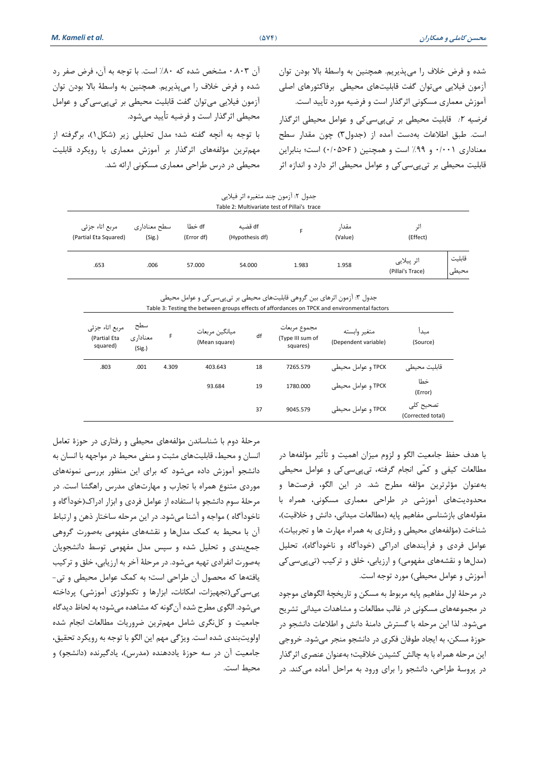شده و فرض خلاف را می‌پذیریم. همچنین به واسطهٔ بالا بودن توان آزمون فیلایی می‌توان گفت قابلیت‌های محیطی برفاکتورهای اصلی آموزش معماری مسکونی اثرگذار است و فرضیه مورد تأیید است.

*فرضیه ۲:* قابلیت محیطی بر تی‌پی‌سی‌کی و عوامل محیطی اثرگذار است. طبق اطلاعات به‌دست آمده از (جدول۳) چون مقدار سطح معناداری ۰/۰۰۱ و ۹۹٪ است و همچنین ( F<۰/۰۵) است؛ بنابراین قابلیت محیطی بر تی‌پی‌سی‌کی و عوامل محیطی اثر دارد و اندازه اثر آن ۰.۸۰۳ مشخص شده که ۸۰٪ است. با توجه به آن، فرض صفر رد شده و فرض خلاف را می‌پذیریم. همچنین به واسطهٔ بالا بودن توان آزمون فیلایی می‌توان گفت قابلیت محیطی بر تی‌پی‌سی‌کی و عوامل محیطی اثرگذار است و فرضیه تأیید می‌شود.

با توجه به آنچه گفته شد؛ مدل تحلیلی زیر (شکل۱)، برگرفته از مهم‌ترین مؤلفه‌های اثرگذار بر آموزش معماری با رویکرد قابلیت محیطی در درس طراحی معماری مسکونی ارائه شد.

جدول ۲: آزمون چند متغیره اثر فیلایی

Table 2: Multivariate test of Pillai's trace

| | اثر (Effect) | مقدار (Value) | F | df فضیه (Hypothesis df) | df خطا (Error df) | سطح معناداری (Sig.) | مربع اتاء جزئی (Partial Eta Squared) |
|---|---|---|---|---|---|---|---|
| قابلیت محیطی | اثر پیلایی (Pillai's Trace) | 1.958 | 1.983 | 54.000 | 57.000 | .006 | .653 |

جدول ۳: آزمون اثرهای بین گروهی قابلیت‌های محیطی بر تی‌پی‌سی‌کی و عوامل محیطی

Table 3: Testing the between groups effects of affordances on TPCK and environmental factors

| مبدأ (Source) | متغیر وابسته (Dependent variable) | مجموع مربعات (Type III sum of squares) | df | میانگین مربعات (Mean square) | F | سطح معناداری (Sig.) | مربع اتاء جزئی (Partial Eta squared) |
|---|---|---|---|---|---|---|---|
| قابلیت محیطی | TPCK و عوامل محیطی | 7265.579 | 18 | 403.643 | 4.309 | .001 | .803 |
| خطا (Error) | TPCK و عوامل محیطی | 1780.000 | 19 | 93.684 | | | |
| تصحیح کلی (Corrected total) | TPCK و عوامل محیطی | 9045.579 | 37 | | | | |

با هدف حفظ جامعیت الگو و لزوم میزان اهمیت و تأثیر مؤلفه‌ها در مطالعات کیفی و کمّی انجام گرفته، تی‌پی‌سی‌کی و عوامل محیطی به‌عنوان مؤثرترین مؤلفه مطرح شد. در این الگو، فرصت‌ها و محدودیت‌های آموزشی در طراحی معماری مسکونی، همراه با مقوله‌های بازشناسی مفاهیم پایه (مطالعات میدانی، دانش و خلاقیت)، شناخت (مؤلفه‌های محیطی و رفتاری به همراه مهارت ها و تجربیات)، عوامل فردی و فرآیندهای ادراکی (خودآگاه و ناخودآگاه)، تحلیل (مدل‌ها و نقشه‌های مفهومی) و ارزیابی، خلق و ترکیب (تی‌پی‌سی‌کی آموزش و عوامل محیطی) مورد توجه است.

در مرحلهٔ اول مفاهیم پایه مربوط به مسکن و تاریخچهٔ الگوهای موجود در مجموعه‌های مسکونی در غالب مطالعات و مشاهدات میدانی تشریح می‌شود. لذا این مرحله با گسترش دامنهٔ دانش و اطلاعات دانشجو در حوزهٔ مسکن، به ایجاد طوفان فکری در دانشجو منجر می‌شود. خروجی این مرحله همراه با به چالش کشیدن خلاقیت؛ به‌عنوان عنصری اثرگذار در پروسهٔ طراحی، دانشجو را برای ورود به مراحل آماده می‌کند. در مرحلهٔ دوم با شناساندن مؤلفه‌های محیطی و رفتاری در حوزهٔ تعامل انسان و محیط، قابلیت‌های مثبت و منفی محیط در مواجهه با انسان به دانشجو آموزش داده می‌شود که برای این منظور بررسی نمونه‌های موردی متنوع همراه با تجارب و مهارت‌های مدرس راهگشا است. در مرحلهٔ سوم دانشجو با استفاده از عوامل فردی و ابزار ادراک(خودآگاه و ناخودآگاه ) مواجه و آشنا می‌شود. در این مرحله ساختار ذهن و ارتباط آن با محیط به کمک مدل‌ها و نقشه‌های مفهومی به‌صورت گروهی جمع‌بندی و تحلیل شده و سپس مدل مفهومی توسط دانشجویان به‌صورت انفرادی تهیه می‌شود. در مرحلهٔ آخر به ارزیابی، خلق و ترکیب یافته‌ها که محصول آن طراحی است؛ به کمک عوامل محیطی و تی-پی‌سی‌کی(تجهیزات، امکانات، ابزارها و تکنولوژی آموزشی) پرداخته می‌شود. الگوی مطرح شده آن‌گونه که مشاهده می‌شود؛ به لحاظ دیدگاه جامعیت و کل‌نگری شامل مهم‌ترین ضروریات مطالعات انجام شده اولویت‌بندی شده است. ویژگی مهم این الگو با توجه به رویکرد تحقیق، جامعیت آن در سه حوزهٔ یاددهنده (مدرس)، یادگیرنده (دانشجو) و محیط است.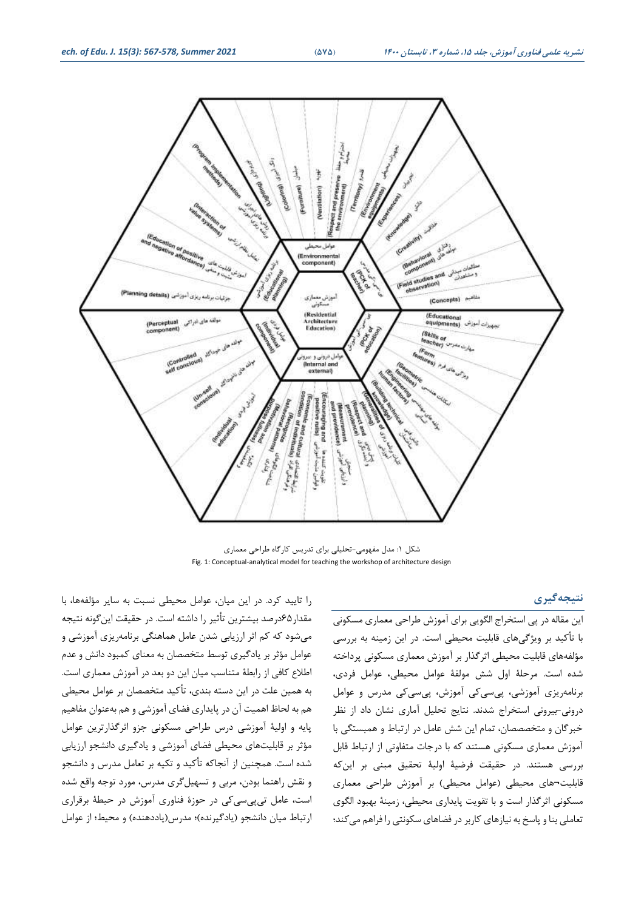شکل ۱: مدل مفهومی-تحلیلی برای تدریس کارگاه طراحی معماری

Fig. 1: Conceptual-analytical model for teaching the workshop of architecture design

## نتیجه‌گیری

این مقاله در پی استخراج الگویی برای آموزش طراحی معماری مسکونی با تأکید بر ویژگی‌های قابلیت محیطی است. در این زمینه به بررسی مؤلفه‌های قابلیت محیطی اثرگذار بر آموزش معماری مسکونی پرداخته شده است. مرحلهٔ اول شش مولفهٔ عوامل محیطی، عوامل فردی، برنامه‌ریزی آموزشی، پی‌سی‌کی آموزش، پی‌سی‌کی مدرس و عوامل درونی-بیرونی استخراج شدند. نتایج تحلیل آماری نشان داد از نظر خبرگان و متخصصان، تمام این شش عامل در ارتباط و همبستگی با آموزش معماری مسکونی هستند که با درجات متفاوتی از ارتباط قابل بررسی هستند. در حقیقت فرضیهٔ اولیهٔ تحقیق مبنی بر این‌که قابلیت¬های محیطی (عوامل محیطی) بر آموزش طراحی معماری مسکونی اثرگذار است و با تقویت پایداری محیطی، زمینهٔ بهبود الگوی تعاملی بنا و پاسخ به نیازهای کاربر در فضاهای سکونتی را فراهم می‌کند؛ را تایید کرد. در این میان، عوامل محیطی نسبت به سایر مؤلفه‌ها، با مقدار۶۵درصد بیشترین تأثیر را داشته است. در حقیقت این‌گونه نتیجه می‌شود که کم اثر ارزیابی شدن عامل هماهنگی برنامه‌ریزی آموزشی و عوامل مؤثر بر یادگیری توسط متخصصان به معنای کمبود دانش و عدم اطلاع کافی از رابطهٔ متناسب میان این دو بعد در آموزش معماری است. به همین علت در این دسته بندی، تأکید متخصصان بر عوامل محیطی هم به لحاظ اهمیت آن در پایداری فضای آموزشی و هم به‌عنوان مفاهیم پایه و اولیهٔ آموزشی درس طراحی مسکونی جزو اثرگذارترین عوامل مؤثر بر قابلیت‌های محیطی فضای آموزشی و یادگیری دانشجو ارزیابی شده است. همچنین از آنجاکه تأکید و تکیه بر تعامل مدرس و دانشجو و نقش راهنما بودن، مربی و تسهیل‌گری مدرس، مورد توجه واقع شده است، عامل تی‌پی‌سی‌کی در حوزهٔ فناوری آموزش در حیطهٔ برقراری ارتباط میان دانشجو (یادگیرنده)؛ مدرس(یاددهنده) و محیط؛ از عوامل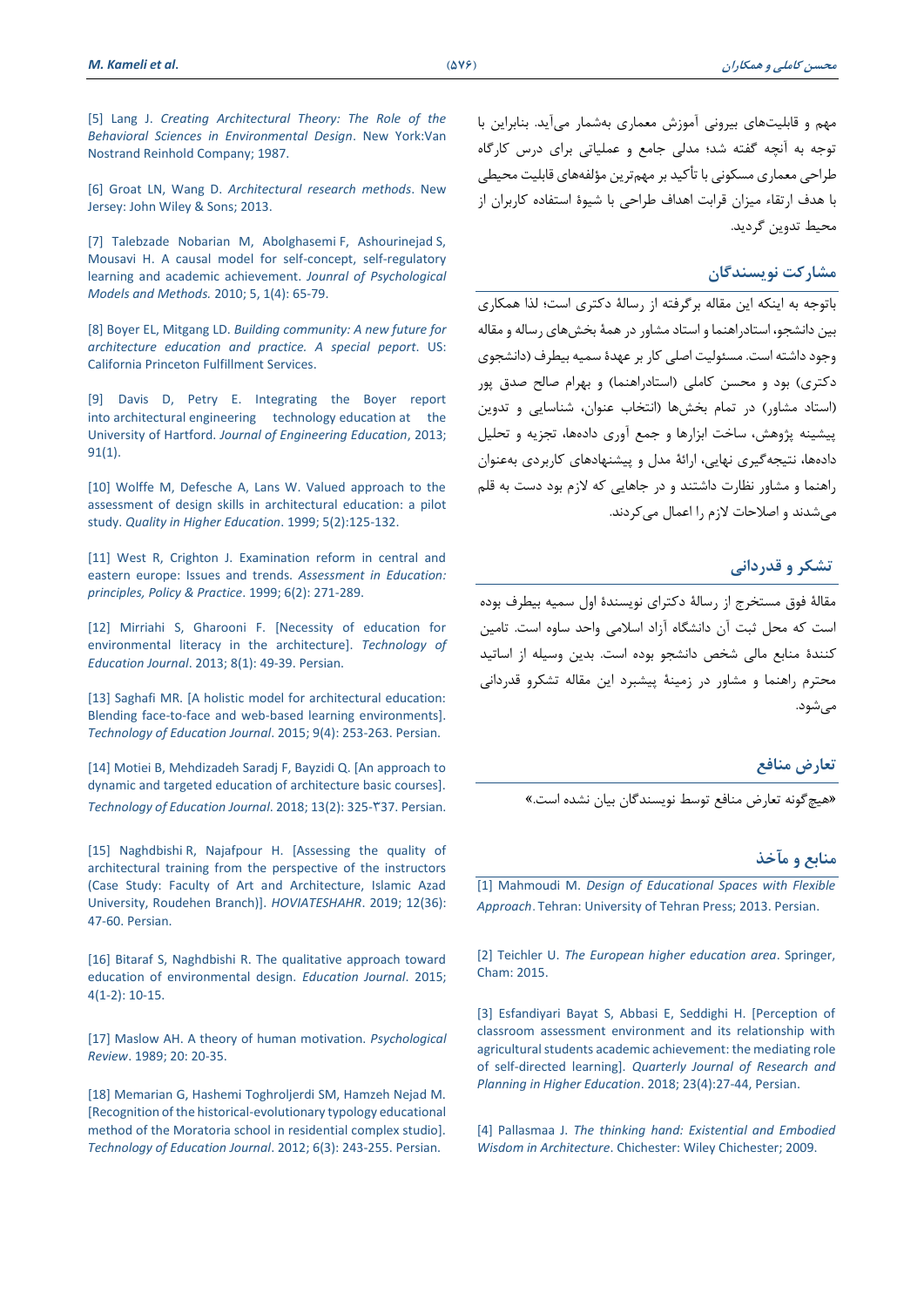مهم و قابلیت‌های بیرونی آموزش معماری به‌شمار می‌آید. بنابراین با توجه به آنچه گفته شد؛ مدلی جامع و عملیاتی برای درس کارگاه طراحی معماری مسکونی با تأکید بر مهم‌ترین مؤلفه‌های قابلیت محیطی با هدف ارتقاء میزان قرابت اهداف طراحی با شیوهٔ استفاده کاربران از محیط تدوین گردید.

## مشارکت نویسندگان

باتوجه به اینکه این مقاله برگرفته از رسالهٔ دکتری است؛ لذا همکاری بین دانشجو، استادراهنما و استاد مشاور در همهٔ بخش‌های رساله و مقاله وجود داشته است. مسئولیت اصلی کار بر عهدهٔ سمیه بیطرف (دانشجوی دکتری) بود و محسن کاملی (استادراهنما) و بهرام صالح صدق پور (استاد مشاور) در تمام بخش‌ها (انتخاب عنوان، شناسایی و تدوین پیشینه پژوهش، ساخت ابزارها و جمع آوری داده‌ها، تجزیه و تحلیل داده‌ها، نتیجه‌گیری نهایی، ارائهٔ مدل و پیشنهادهای کاربردی به‌عنوان راهنما و مشاور نظارت داشتند و در جاهایی که لازم بود دست به قلم می‌شدند و اصلاحات لازم را اعمال می‌کردند.

## تشکر و قدردانی

مقالهٔ فوق مستخرج از رسالهٔ دکترای نویسندهٔ اول سمیه بیطرف بوده است که محل ثبت آن دانشگاه آزاد اسلامی واحد ساوه است. تامین کنندهٔ منابع مالی شخص دانشجو بوده است. بدین وسیله از اساتید محترم راهنما و مشاور در زمینهٔ پیشبرد این مقاله تشکرو قدردانی می‌شود.

## تعارض منافع

«هیچ‌گونه تعارض منافع توسط نویسندگان بیان نشده است.»

## منابع و مآخذ

[1] Mahmoudi M. *Design of Educational Spaces with Flexible Approach*. Tehran: University of Tehran Press; 2013. Persian.

[2] Teichler U. *The European higher education area*. Springer, Cham: 2015.

[3] Esfandiyari Bayat S, Abbasi E, Seddighi H. [Perception of classroom assessment environment and its relationship with agricultural students academic achievement: the mediating role of self-directed learning]. *Quarterly Journal of Research and Planning in Higher Education*. 2018; 23(4):27-44, Persian.

[4] Pallasmaa J. *The thinking hand: Existential and Embodied Wisdom in Architecture*. Chichester: Wiley Chichester; 2009.

[5] Lang J. *Creating Architectural Theory: The Role of the Behavioral Sciences in Environmental Design*. New York:Van Nostrand Reinhold Company; 1987.

[6] Groat LN, Wang D. *Architectural research methods*. New Jersey: John Wiley & Sons; 2013.

[7] Talebzade Nobarian M, Abolghasemi F, Ashourinejad S, Mousavi H. A causal model for self-concept, self-regulatory learning and academic achievement. *Jounral of Psychological Models and Methods.* 2010; 5, 1(4): 65-79.

[8] Boyer EL, Mitgang LD. *Building community: A new future for architecture education and practice. A special peport*. US: California Princeton Fulfillment Services.

[9] Davis D, Petry E. Integrating the Boyer report into architectural engineering technology education at the University of Hartford. *Journal of Engineering Education*, 2013; 91(1).

[10] Wolffe M, Defesche A, Lans W. Valued approach to the assessment of design skills in architectural education: a pilot study. *Quality in Higher Education*. 1999; 5(2):125-132.

[11] West R, Crighton J. Examination reform in central and eastern europe: Issues and trends. *Assessment in Education: principles, Policy & Practice*. 1999; 6(2): 271-289.

[12] Mirriahi S, Gharooni F. [Necessity of education for environmental literacy in the architecture]. *Technology of Education Journal*. 2013; 8(1): 49-39. Persian.

[13] Saghafi MR. [A holistic model for architectural education: Blending face-to-face and web-based learning environments]. *Technology of Education Journal*. 2015; 9(4): 253-263. Persian.

[14] Motiei B, Mehdizadeh Saradj F, Bayzidi Q. [An approach to dynamic and targeted education of architecture basic courses]. *Technology of Education Journal*. 2018; 13(2): 325-۳37. Persian.

[15] Naghdbishi R, Najafpour H. [Assessing the quality of architectural training from the perspective of the instructors (Case Study: Faculty of Art and Architecture, Islamic Azad University, Roudehen Branch)]. *HOVIATESHAHR*. 2019; 12(36): 47-60. Persian.

[16] Bitaraf S, Naghdbishi R. The qualitative approach toward education of environmental design. *Education Journal*. 2015; 4(1-2): 10-15.

[17] Maslow AH. A theory of human motivation. *Psychological Review*. 1989; 20: 20-35.

[18] Memarian G, Hashemi Toghroljerdi SM, Hamzeh Nejad M. [Recognition of the historical-evolutionary typology educational method of the Moratoria school in residential complex studio]. *Technology of Education Journal*. 2012; 6(3): 243-255. Persian.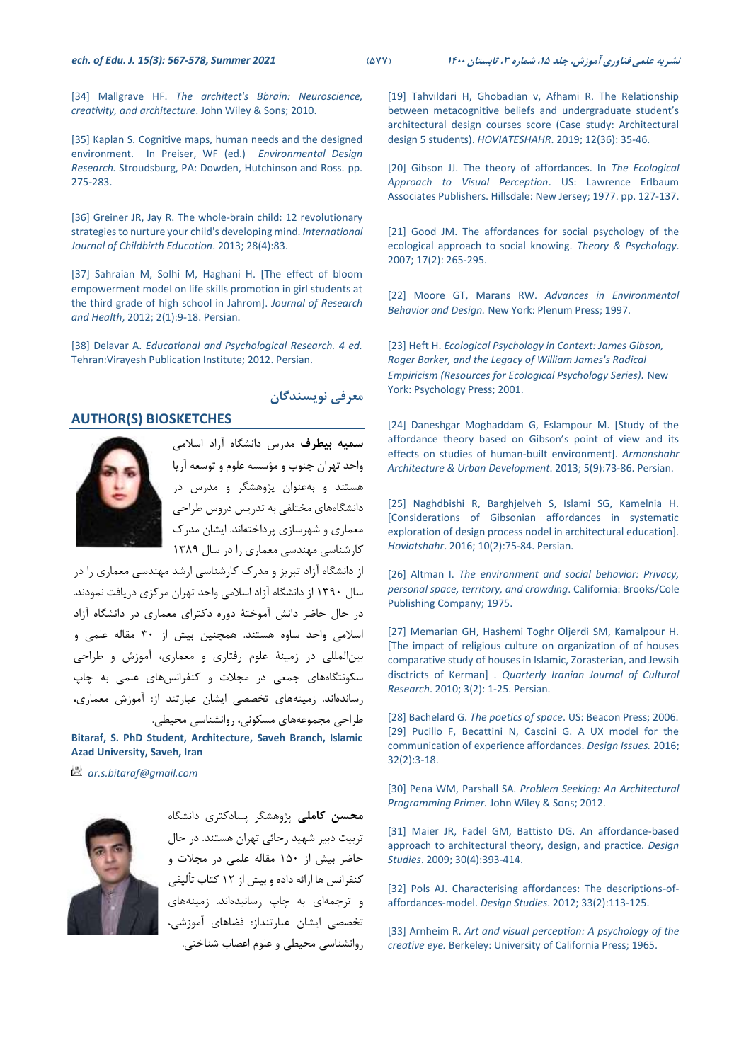[34] Mallgrave HF. *The architect's Bbrain: Neuroscience, creativity, and architecture*. John Wiley & Sons; 2010.

[35] Kaplan S. Cognitive maps, human needs and the designed environment. In Preiser, WF (ed.) *Environmental Design Research.* Stroudsburg, PA: Dowden, Hutchinson and Ross. pp. 275-283.

[36] Greiner JR, Jay R. The whole-brain child: 12 revolutionary strategies to nurture your child's developing mind. *International Journal of Childbirth Education*. 2013; 28(4):83.

[37] Sahraian M, Solhi M, Haghani H. [The effect of bloom empowerment model on life skills promotion in girl students at the third grade of high school in Jahrom]. *Journal of Research and Health*, 2012; 2(1):9-18. Persian.

[38] Delavar A. *Educational and Psychological Research. 4 ed.* Tehran:Virayesh Publication Institute; 2012. Persian.

## معرفی نویسندگان

## AUTHOR(S) BIOSKETCHES

**سمیه بیطرف** مدرس دانشگاه آزاد اسلامی واحد تهران جنوب و مؤسسه علوم و توسعه آریا هستند و به‌عنوان پژوهشگر و مدرس در دانشگاه‌های مختلفی به تدریس دروس طراحی معماری و شهرسازی پرداخته‌اند. ایشان مدرک کارشناسی مهندسی معماری را در سال ۱۳۸۹ از دانشگاه آزاد تبریز و مدرک کارشناسی ارشد مهندسی معماری را در سال ۱۳۹۰ از دانشگاه آزاد اسلامی واحد تهران مرکزی دریافت نمودند. در حال حاضر دانش آموختهٔ دوره دکترای معماری در دانشگاه آزاد اسلامی واحد ساوه هستند. همچنین بیش از ۳۰ مقاله علمی و بین‌المللی در زمینهٔ علوم رفتاری و معماری، آموزش و طراحی سکونتگاه‌های جمعی در مجلات و کنفرانس‌های علمی به چاپ رسانده‌اند. زمینه‌های تخصصی ایشان عبارتند از: آموزش معماری، طراحی مجموعه‌های مسکونی، روانشناسی محیطی.

**Bitaraf, S. PhD Student, Architecture, Saveh Branch, Islamic Azad University, Saveh, Iran**

*ar.s.bitaraf@gmail.com*

**محسن کاملی** پژوهشگر پسادکتری دانشگاه تربیت دبیر شهید رجائی تهران هستند. در حال حاضر بیش از ۱۵۰ مقاله علمی در مجلات و کنفرانس ها ارائه داده و بیش از ۱۲ کتاب تألیفی و ترجمه‌ای به چاپ رسانیده‌اند. زمینه‌های تخصصی ایشان عبارتنداز: فضاهای آموزشی، روانشناسی محیطی و علوم اعصاب شناختی.

[19] Tahvildari H, Ghobadian v, Afhami R. The Relationship between metacognitive beliefs and undergraduate student's architectural design courses score (Case study: Architectural design 5 students). *HOVIATESHAHR*. 2019; 12(36): 35-46.

[20] Gibson JJ. The theory of affordances. In *The Ecological Approach to Visual Perception*. US: Lawrence Erlbaum Associates Publishers. Hillsdale: New Jersey; 1977. pp. 127-137.

[21] Good JM. The affordances for social psychology of the ecological approach to social knowing. *Theory & Psychology*. 2007; 17(2): 265-295.

[22] Moore GT, Marans RW. *Advances in Environmental Behavior and Design.* New York: Plenum Press; 1997.

[23] Heft H. *Ecological Psychology in Context: James Gibson, Roger Barker, and the Legacy of William James's Radical Empiricism (Resources for Ecological Psychology Series)*. New York: Psychology Press; 2001.

[24] Daneshgar Moghaddam G, Eslampour M. [Study of the affordance theory based on Gibson's point of view and its effects on studies of human-built environment]. *Armanshahr Architecture & Urban Development*. 2013; 5(9):73-86. Persian.

[25] Naghdbishi R, Barghjelveh S, Islami SG, Kamelnia H. [Considerations of Gibsonian affordances in systematic exploration of design process nodel in architectural education]. *Hoviatshahr*. 2016; 10(2):75-84. Persian.

[26] Altman I. *The environment and social behavior: Privacy, personal space, territory, and crowding*. California: Brooks/Cole Publishing Company; 1975.

[27] Memarian GH, Hashemi Toghr Oljerdi SM, Kamalpour H. [The impact of religious culture on organization of of houses comparative study of houses in Islamic, Zorasterian, and Jewish disctricts of Kerman] . *Quarterly Iranian Journal of Cultural Research*. 2010; 3(2): 1-25. Persian.

[28] Bachelard G. *The poetics of space*. US: Beacon Press; 2006.

[29] Pucillo F, Becattini N, Cascini G. A UX model for the communication of experience affordances. *Design Issues.* 2016; 32(2):3-18.

[30] Pena WM, Parshall SA. *Problem Seeking: An Architectural Programming Primer.* John Wiley & Sons; 2012.

[31] Maier JR, Fadel GM, Battisto DG. An affordance-based approach to architectural theory, design, and practice. *Design Studies*. 2009; 30(4):393-414.

[32] Pols AJ. Characterising affordances: The descriptions-of-affordances-model. *Design Studies*. 2012; 33(2):113-125.

[33] Arnheim R. *Art and visual perception: A psychology of the creative eye.* Berkeley: University of California Press; 1965.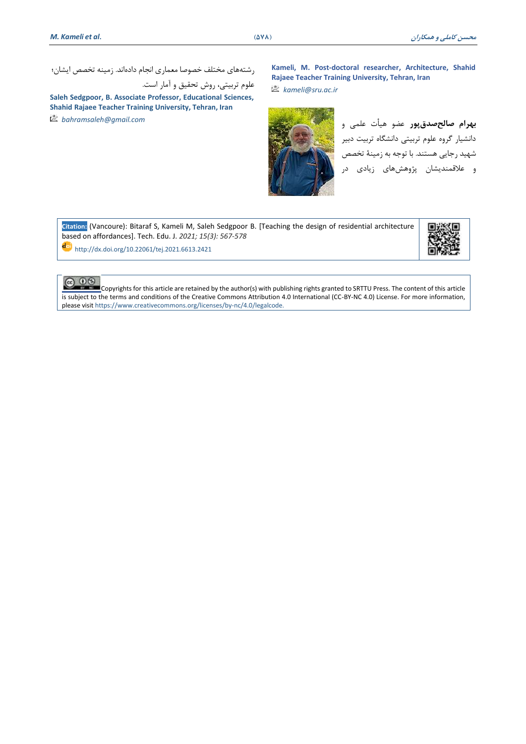**Kameli, M. Post-doctoral researcher, Architecture, Shahid Rajaee Teacher Training University, Tehran, Iran**

kameli@sru.ac.ir

**بهرام صالح‌صدق‌پور** عضو هیأت علمی و دانشیار گروه علوم تربیتی دانشگاه تربیت دبیر شهید رجایی هستند. با توجه به زمینهٔ تخصص و علاقمندیشان پژوهش‌های زیادی در رشته‌های مختلف خصوصا معماری انجام داده‌اند. زمینه تخصص ایشان؛ علوم تربیتی، روش تحقیق و آمار است.

**Saleh Sedgpoor, B. Associate Professor, Educational Sciences, Shahid Rajaee Teacher Training University, Tehran, Iran**

bahramsaleh@gmail.com

**Citation:** (Vancoure): Bitaraf S, Kameli M, Saleh Sedgpoor B. [Teaching the design of residential architecture based on affordances]. Tech. Edu. J. *2021; 15(3): 567-578*

http://dx.doi.org/10.22061/tej.2021.6613.2421

Copyrights for this article are retained by the author(s) with publishing rights granted to SRTTU Press. The content of this article is subject to the terms and conditions of the Creative Commons Attribution 4.0 International (CC-BY-NC 4.0) License. For more information, please visit https://www.creativecommons.org/licenses/by-nc/4.0/legalcode.